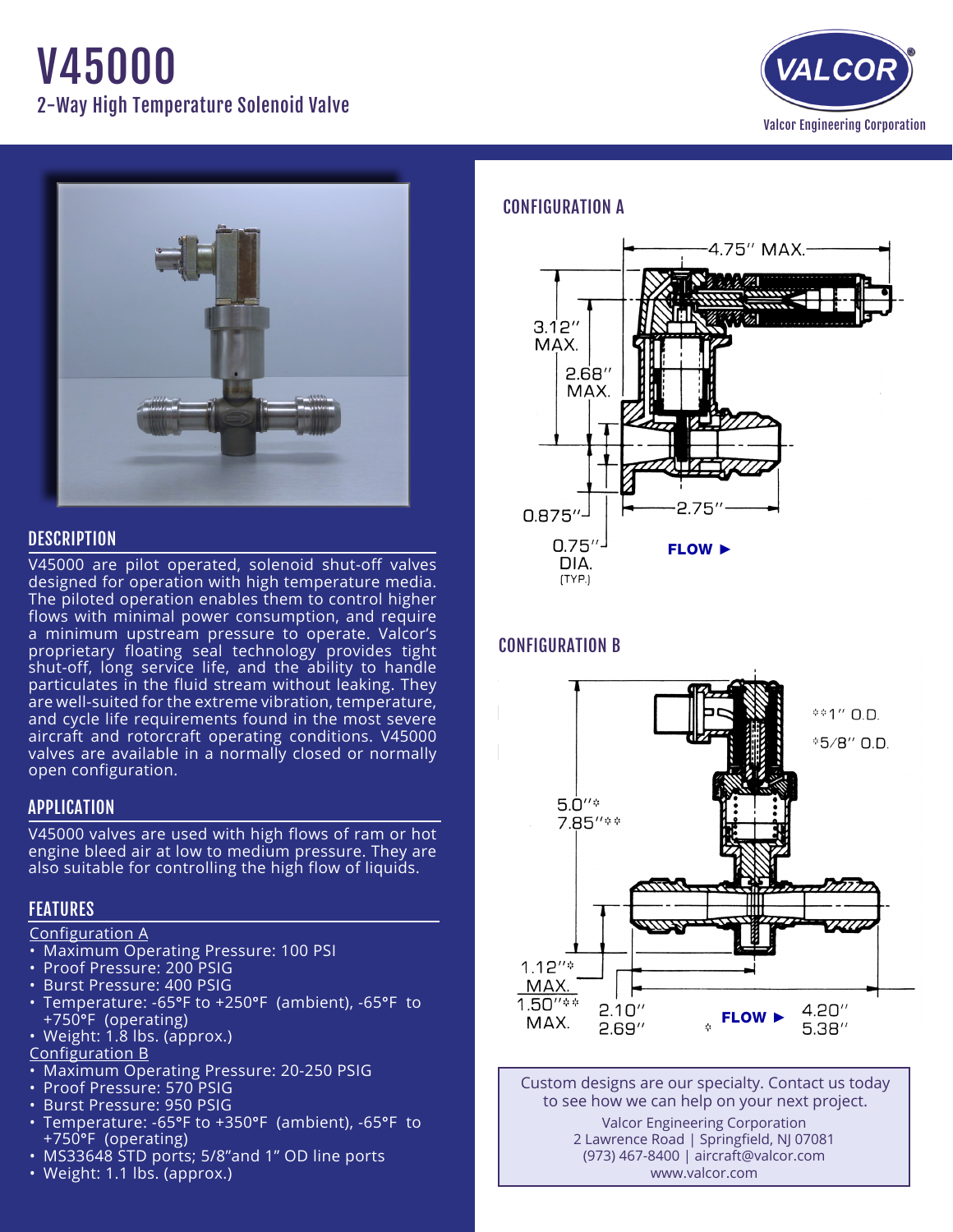# V45000

## 2-Way High Temperature Solenoid Valve

Valcor Engineering Corporation

## DESCRIPTION

V45000 are pilot operated, solenoid shut-off valves designed for operation with high temperature media. The piloted operation enables them to control higher flows with minimal power consumption, and require a minimum upstream pressure to operate. Valcor's proprietary floating seal technology provides tight shut-off, long service life, and the ability to handle particulates in the fluid stream without leaking. They are well-suited for the extreme vibration, temperature, and cycle life requirements found in the most severe aircraft and rotorcraft operating conditions. V45000 valves are available in a normally closed or normally open configuration.

## APPLICATION

V45000 valves are used with high flows of ram or hot engine bleed air at low to medium pressure. They are also suitable for controlling the high flow of liquids.

## FEATURES

Configuration A

- Maximum Operating Pressure: 100 PSI
- Proof Pressure: 200 PSIG
- Burst Pressure: 400 PSIG
- Temperature: -65°F to +250°F (ambient), -65°F to +750°F (operating)
- Weight: 1.8 lbs. (approx.)

Configuration B

- Maximum Operating Pressure: 20-250 PSIG
- Proof Pressure: 570 PSIG
- Burst Pressure: 950 PSIG
- Temperature: -65°F to +350°F (ambient), -65°F to +750°F (operating)
- MS33648 STD ports; 5/8"and 1" OD line ports
- Weight: 1.1 lbs. (approx.)

## CONFIGURATION A

4.75" MAX.
3.12" MAX.
2.68" MAX.
0.875"
0.75" DIA. (TYP.)
2.75"
FLOW ►

## CONFIGURATION B

**1" O.D.
*5/8" O.D.
5.0"*
7.85"**
1.12"* MAX.
1.50"** MAX.
2.10"
2.69"
FLOW ►
4.20"
5.38"

Custom designs are our specialty. Contact us today to see how we can help on your next project.

Valcor Engineering Corporation
2 Lawrence Road | Springfield, NJ 07081
(973) 467-8400 | aircraft@valcor.com
www.valcor.com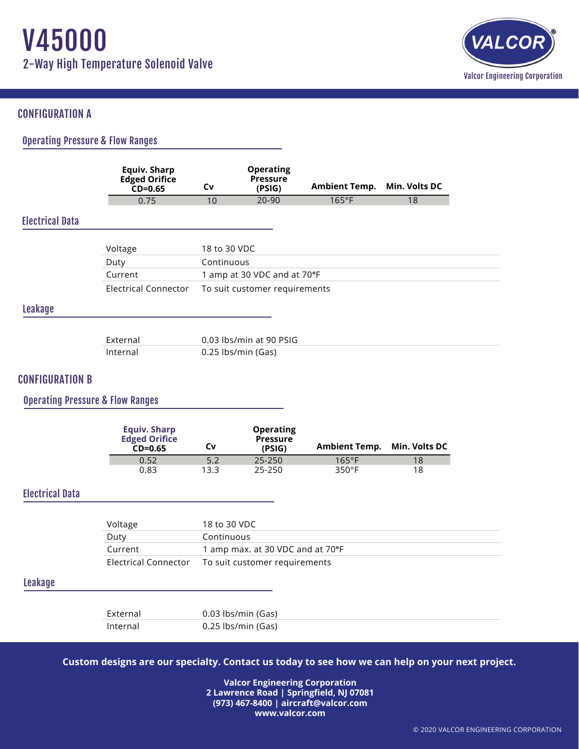# V45000

## 2-Way High Temperature Solenoid Valve

Valcor Engineering Corporation

## CONFIGURATION A

### Operating Pressure & Flow Ranges

| Equiv. Sharp Edged Orifice CD=0.65 | Cv | Operating Pressure (PSIG) | Ambient Temp. | Min. Volts DC |
|---|---|---|---|---|
| 0.75 | 10 | 20-90 | 165°F | 18 |

### Electrical Data

| | |
|---|---|
| Voltage | 18 to 30 VDC |
| Duty | Continuous |
| Current | 1 amp at 30 VDC and at 70°F |
| Electrical Connector | To suit customer requirements |

### Leakage

| | |
|---|---|
| External | 0.03 lbs/min at 90 PSIG |
| Internal | 0.25 lbs/min (Gas) |

## CONFIGURATION B

### Operating Pressure & Flow Ranges

| Equiv. Sharp Edged Orifice CD=0.65 | Cv | Operating Pressure (PSIG) | Ambient Temp. | Min. Volts DC |
|---|---|---|---|---|
| 0.52 | 5.2 | 25-250 | 165°F | 18 |
| 0.83 | 13.3 | 25-250 | 350°F | 18 |

### Electrical Data

| | |
|---|---|
| Voltage | 18 to 30 VDC |
| Duty | Continuous |
| Current | 1 amp max. at 30 VDC and at 70°F |
| Electrical Connector | To suit customer requirements |

### Leakage

| | |
|---|---|
| External | 0.03 lbs/min (Gas) |
| Internal | 0.25 lbs/min (Gas) |

**Custom designs are our specialty. Contact us today to see how we can help on your next project.**

**Valcor Engineering Corporation**
**2 Lawrence Road | Springfield, NJ 07081**
**(973) 467-8400 | aircraft@valcor.com**
**www.valcor.com**

© 2020 VALCOR ENGINEERING CORPORATION